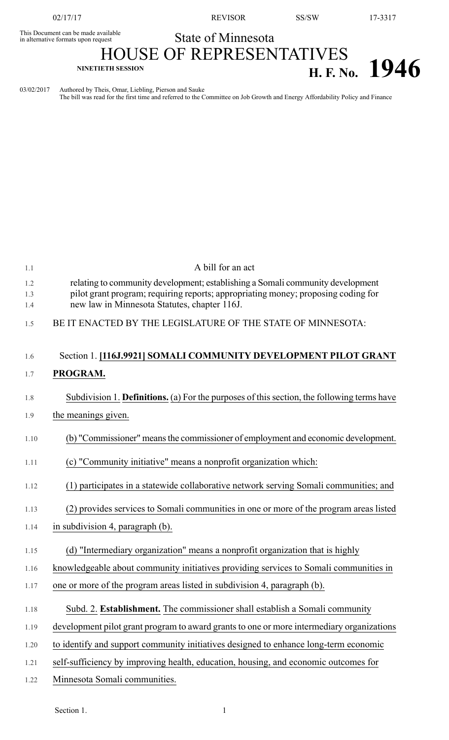02/17/17 REVISOR SS/SW 17-3317

This Document can be made available in alternative formats upon request

State of Minnesota

# HOUSE OF REPRESENTATIVES

**NINETIETH SESSION**

**H. F. No. 1946**

03/02/2017 Authored by Theis, Omar, Liebling, Pierson and Sauke
The bill was read for the first time and referred to the Committee on Job Growth and Energy Affordability Policy and Finance

A bill for an act

relating to community development; establishing a Somali community development pilot grant program; requiring reports; appropriating money; proposing coding for new law in Minnesota Statutes, chapter 116J.

BE IT ENACTED BY THE LEGISLATURE OF THE STATE OF MINNESOTA:

Section 1. **[116J.9921] SOMALI COMMUNITY DEVELOPMENT PILOT GRANT PROGRAM.**

Subdivision 1. **Definitions.** (a) For the purposes of this section, the following terms have the meanings given.

(b) "Commissioner" means the commissioner of employment and economic development.

(c) "Community initiative" means a nonprofit organization which:

(1) participates in a statewide collaborative network serving Somali communities; and

(2) provides services to Somali communities in one or more of the program areas listed in subdivision 4, paragraph (b).

(d) "Intermediary organization" means a nonprofit organization that is highly knowledgeable about community initiatives providing services to Somali communities in one or more of the program areas listed in subdivision 4, paragraph (b).

Subd. 2. **Establishment.** The commissioner shall establish a Somali community development pilot grant program to award grants to one or more intermediary organizations to identify and support community initiatives designed to enhance long-term economic self-sufficiency by improving health, education, housing, and economic outcomes for Minnesota Somali communities.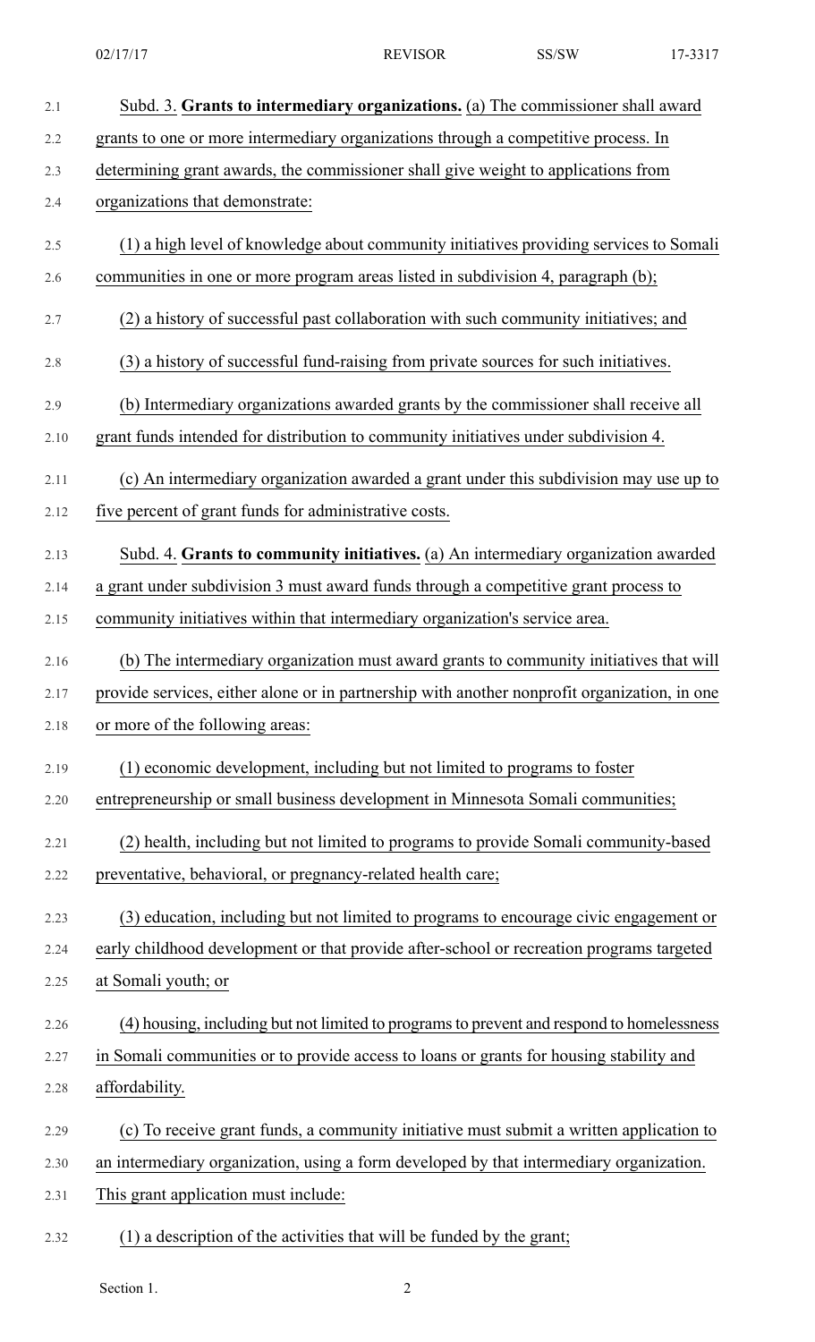Subd. 3. **Grants to intermediary organizations.** (a) The commissioner shall award grants to one or more intermediary organizations through a competitive process. In determining grant awards, the commissioner shall give weight to applications from organizations that demonstrate:

(1) a high level of knowledge about community initiatives providing services to Somali communities in one or more program areas listed in subdivision 4, paragraph (b);

(2) a history of successful past collaboration with such community initiatives; and

(3) a history of successful fund-raising from private sources for such initiatives.

(b) Intermediary organizations awarded grants by the commissioner shall receive all grant funds intended for distribution to community initiatives under subdivision 4.

(c) An intermediary organization awarded a grant under this subdivision may use up to five percent of grant funds for administrative costs.

Subd. 4. **Grants to community initiatives.** (a) An intermediary organization awarded a grant under subdivision 3 must award funds through a competitive grant process to community initiatives within that intermediary organization's service area.

(b) The intermediary organization must award grants to community initiatives that will provide services, either alone or in partnership with another nonprofit organization, in one or more of the following areas:

(1) economic development, including but not limited to programs to foster entrepreneurship or small business development in Minnesota Somali communities;

(2) health, including but not limited to programs to provide Somali community-based preventative, behavioral, or pregnancy-related health care;

(3) education, including but not limited to programs to encourage civic engagement or early childhood development or that provide after-school or recreation programs targeted at Somali youth; or

(4) housing, including but not limited to programs to prevent and respond to homelessness in Somali communities or to provide access to loans or grants for housing stability and affordability.

(c) To receive grant funds, a community initiative must submit a written application to an intermediary organization, using a form developed by that intermediary organization. This grant application must include:

(1) a description of the activities that will be funded by the grant;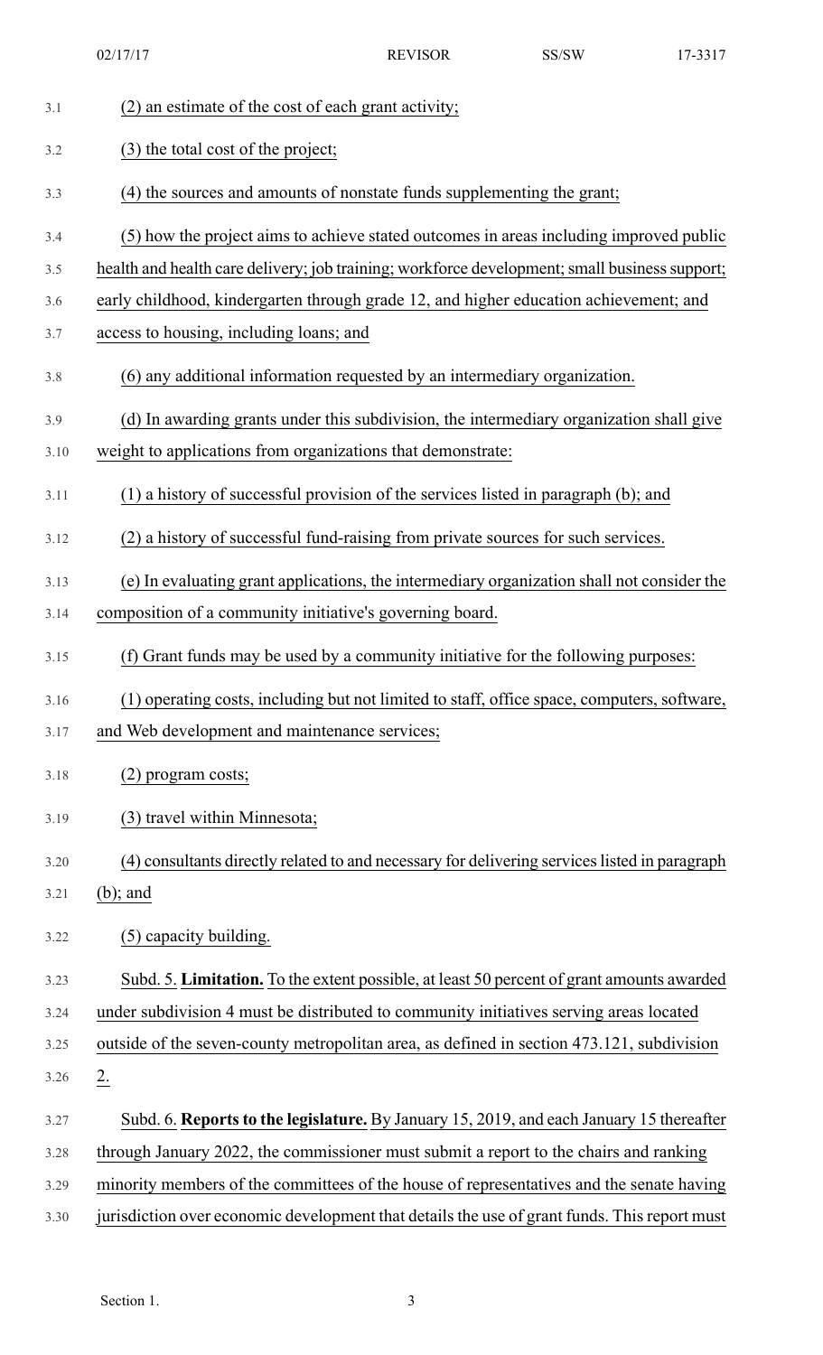(2) an estimate of the cost of each grant activity;

(3) the total cost of the project;

(4) the sources and amounts of nonstate funds supplementing the grant;

(5) how the project aims to achieve stated outcomes in areas including improved public health and health care delivery; job training; workforce development; small business support; early childhood, kindergarten through grade 12, and higher education achievement; and access to housing, including loans; and

(6) any additional information requested by an intermediary organization.

(d) In awarding grants under this subdivision, the intermediary organization shall give weight to applications from organizations that demonstrate:

(1) a history of successful provision of the services listed in paragraph (b); and

(2) a history of successful fund-raising from private sources for such services.

(e) In evaluating grant applications, the intermediary organization shall not consider the composition of a community initiative's governing board.

(f) Grant funds may be used by a community initiative for the following purposes:

(1) operating costs, including but not limited to staff, office space, computers, software, and Web development and maintenance services;

(2) program costs;

(3) travel within Minnesota;

(4) consultants directly related to and necessary for delivering services listed in paragraph (b); and

(5) capacity building.

Subd. 5. **Limitation.** To the extent possible, at least 50 percent of grant amounts awarded under subdivision 4 must be distributed to community initiatives serving areas located outside of the seven-county metropolitan area, as defined in section 473.121, subdivision 2.

Subd. 6. **Reports to the legislature.** By January 15, 2019, and each January 15 thereafter through January 2022, the commissioner must submit a report to the chairs and ranking minority members of the committees of the house of representatives and the senate having jurisdiction over economic development that details the use of grant funds. This report must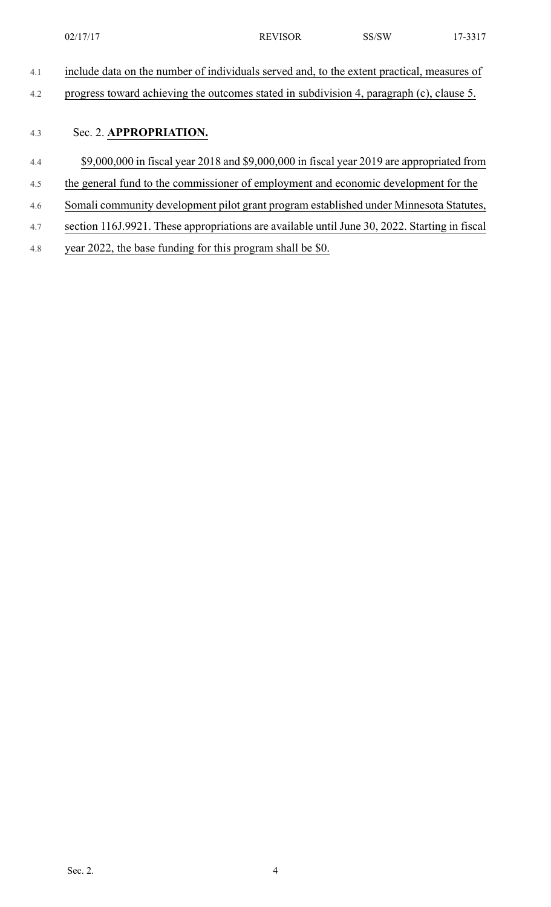include data on the number of individuals served and, to the extent practical, measures of progress toward achieving the outcomes stated in subdivision 4, paragraph (c), clause 5.

Sec. 2. **APPROPRIATION.**

$9,000,000 in fiscal year 2018 and $9,000,000 in fiscal year 2019 are appropriated from the general fund to the commissioner of employment and economic development for the Somali community development pilot grant program established under Minnesota Statutes, section 116J.9921. These appropriations are available until June 30, 2022. Starting in fiscal year 2022, the base funding for this program shall be $0.